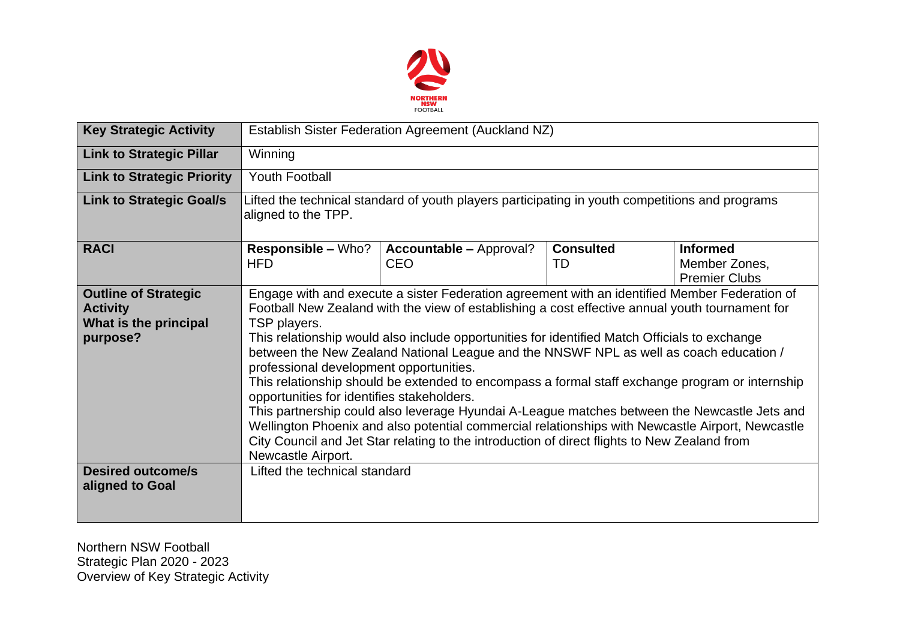NORTHERN NSW FOOTBALL

| Key Strategic Activity | Establish Sister Federation Agreement (Auckland NZ) | | |
|---|---|---|---|
| **Link to Strategic Pillar** | Winning | | |
| **Link to Strategic Priority** | Youth Football | | |
| **Link to Strategic Goal/s** | Lifted the technical standard of youth players participating in youth competitions and programs aligned to the TPP. | | |
| **RACI** | **Responsible –** Who? HFD | **Accountable –** Approval? CEO | **Consulted** TD | **Informed** Member Zones, Premier Clubs |
| **Outline of Strategic Activity What is the principal purpose?** | Engage with and execute a sister Federation agreement with an identified Member Federation of Football New Zealand with the view of establishing a cost effective annual youth tournament for TSP players. This relationship would also include opportunities for identified Match Officials to exchange between the New Zealand National League and the NNSWF NPL as well as coach education / professional development opportunities. This relationship should be extended to encompass a formal staff exchange program or internship opportunities for identifies stakeholders. This partnership could also leverage Hyundai A-League matches between the Newcastle Jets and Wellington Phoenix and also potential commercial relationships with Newcastle Airport, Newcastle City Council and Jet Star relating to the introduction of direct flights to New Zealand from Newcastle Airport. | | |
| **Desired outcome/s aligned to Goal** | Lifted the technical standard | | |

Northern NSW Football
Strategic Plan 2020 - 2023
Overview of Key Strategic Activity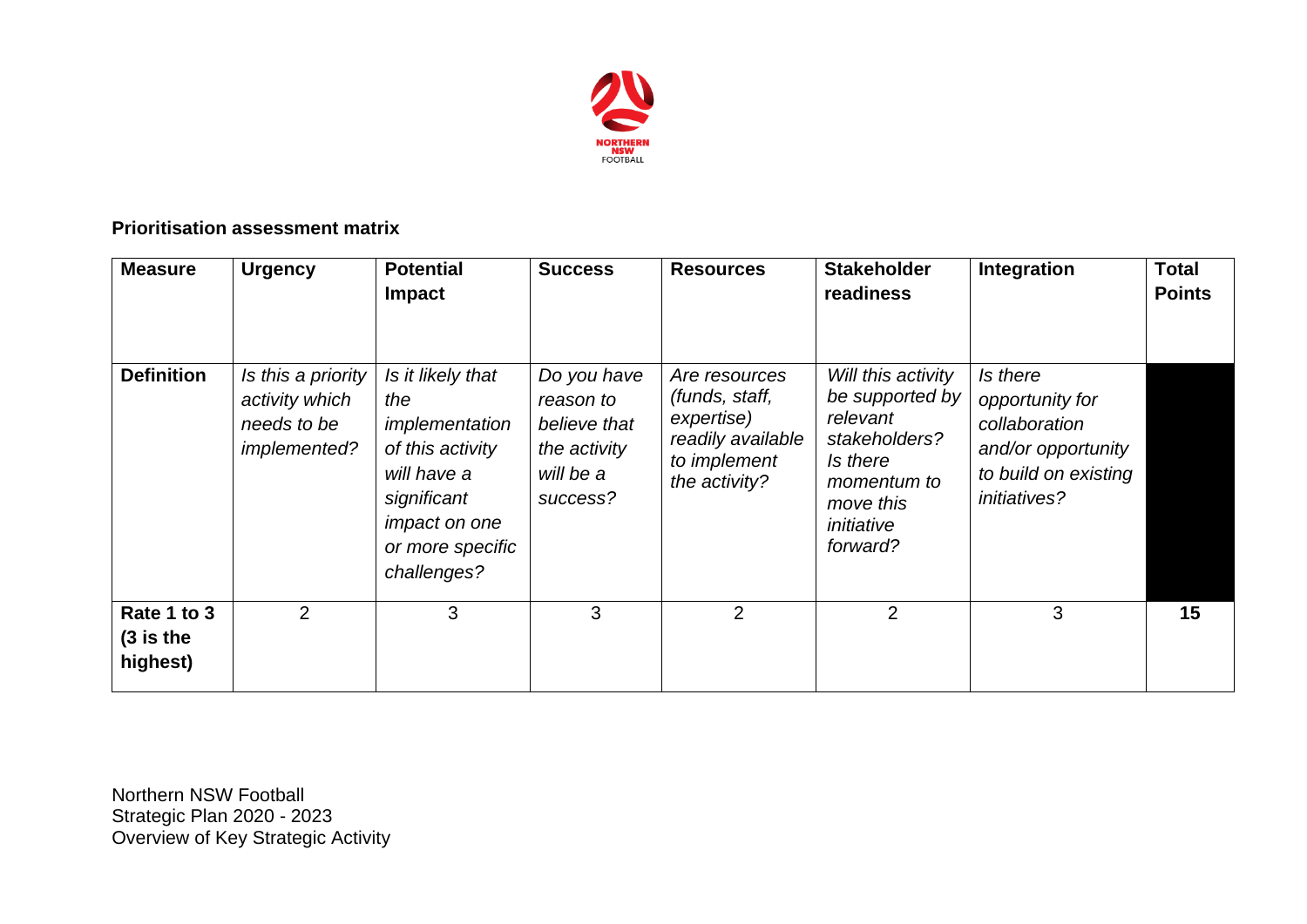**Prioritisation assessment matrix**

| Measure | Urgency | Potential Impact | Success | Resources | Stakeholder readiness | Integration | Total Points |
|---|---|---|---|---|---|---|---|
| **Definition** | *Is this a priority activity which needs to be implemented?* | *Is it likely that the implementation of this activity will have a significant impact on one or more specific challenges?* | *Do you have reason to believe that the activity will be a success?* | *Are resources (funds, staff, expertise) readily available to implement the activity?* | *Will this activity be supported by relevant stakeholders? Is there momentum to move this initiative forward?* | *Is there opportunity for collaboration and/or opportunity to build on existing initiatives?* | |
| **Rate 1 to 3 (3 is the highest)** | 2 | 3 | 3 | 2 | 2 | 3 | **15** |

Northern NSW Football
Strategic Plan 2020 - 2023
Overview of Key Strategic Activity